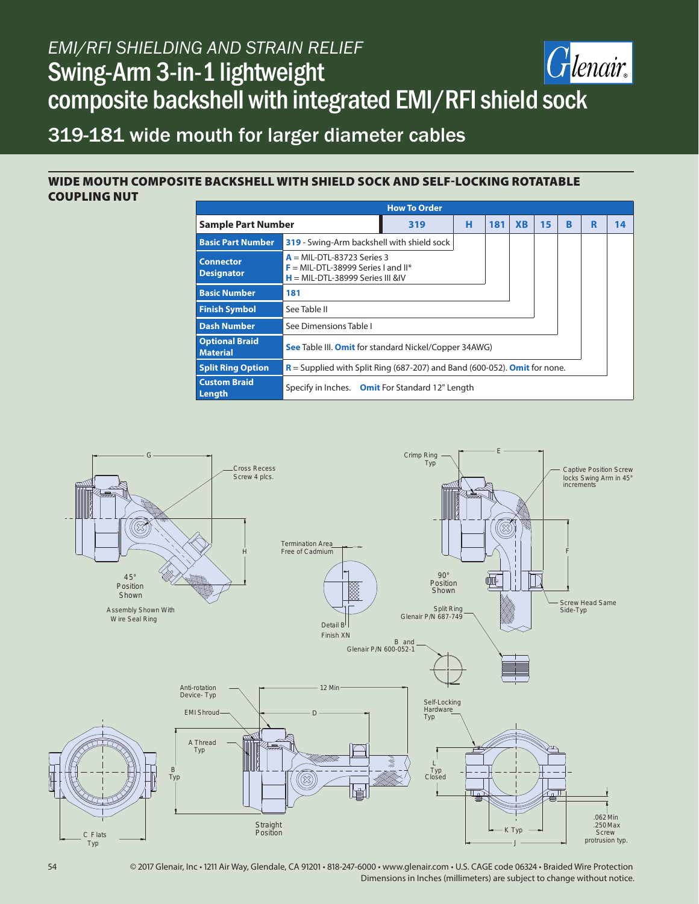*EMI/RFI SHIELDING AND STRAIN RELIEF*

# Swing-Arm 3-in-1 lightweight composite backshell with integrated EMI/RFI shield sock

## 319-181 wide mouth for larger diameter cables

### WIDE MOUTH COMPOSITE BACKSHELL WITH SHIELD SOCK AND SELF-LOCKING ROTATABLE COUPLING NUT

**How To Order**

| Sample Part Number | 319 | H | 181 | XB | 15 | B | R | 14 |
|---|---|---|---|---|---|---|---|---|
| **Basic Part Number** | **319** - Swing-Arm backshell with shield sock | | | | | | | |
| **Connector Designator** | **A** = MIL-DTL-83723 Series 3<br>**F** = MIL-DTL-38999 Series I and II*<br>**H** = MIL-DTL-38999 Series III &IV | | | | | | | |
| **Basic Number** | **181** | | | | | | | |
| **Finish Symbol** | See Table II | | | | | | | |
| **Dash Number** | See Dimensions Table I | | | | | | | |
| **Optional Braid Material** | **See** Table III. **Omit** for standard Nickel/Copper 34AWG) | | | | | | | |
| **Split Ring Option** | **R** = Supplied with Split Ring (687-207) and Band (600-052). **Omit** for none. | | | | | | | |
| **Custom Braid Length** | Specify in Inches. **Omit** For Standard 12" Length | | | | | | | |

G

Cross Recess Screw 4 plcs.

H

45° Position Shown

Assembly Shown With Wire Seal Ring

Termination Area Free of Cadmium

Detail B

Finish XN

Crimp Ring Typ

E

Captive Position Screw locks Swing Arm in 45° increments

F

90° Position Shown

Split Ring Glenair P/N 687-749

Screw Head Same Side-Typ

B and Glenair P/N 600-052-1

Anti-rotation Device- Typ

12 Min

EMI Shroud

D

A Thread Typ

B Typ

C Flats Typ

Straight Position

Self-Locking Hardware Typ

L Typ Closed

K Typ

J

.062 Min .250 Max Screw protrusion typ.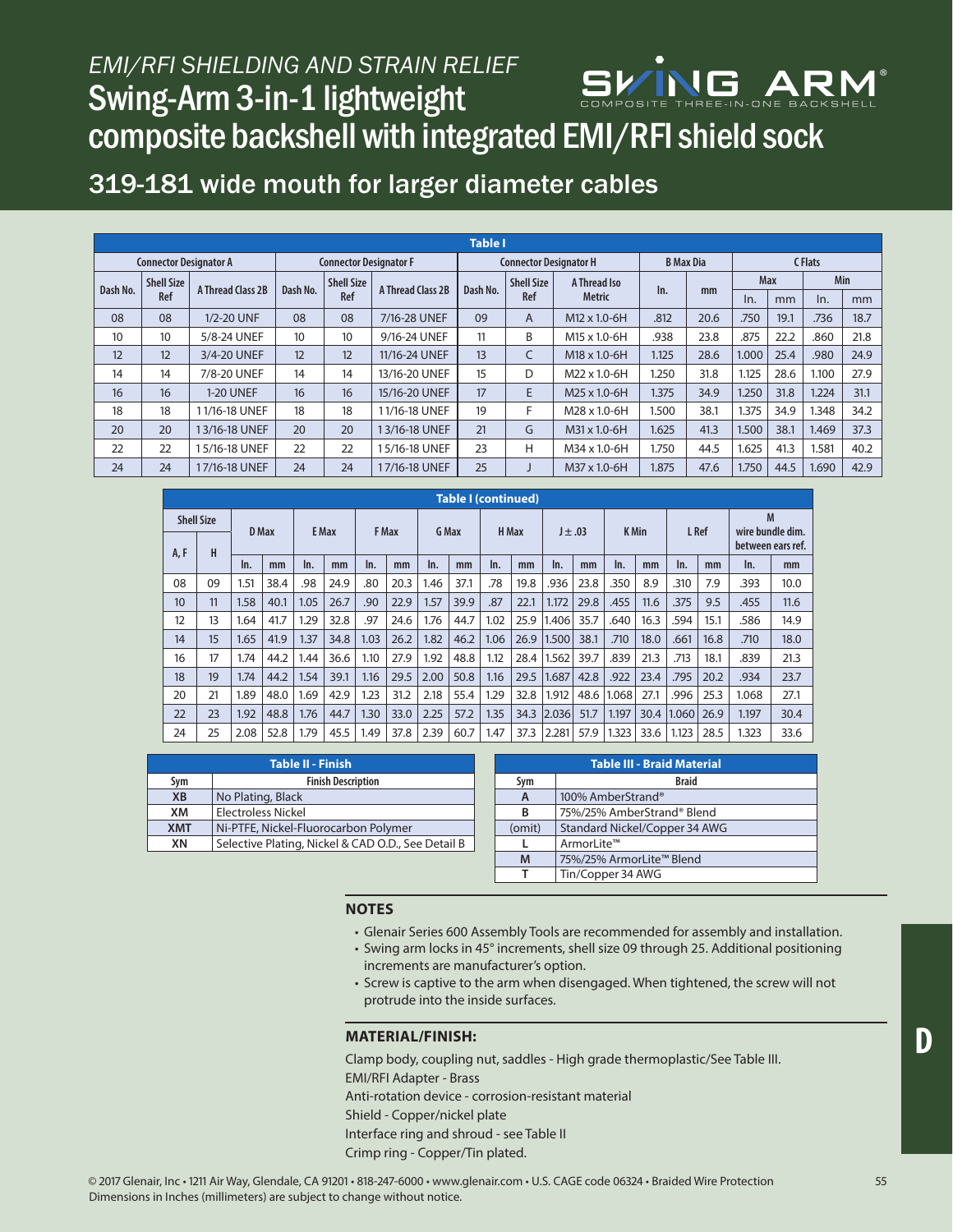*EMI/RFI SHIELDING AND STRAIN RELIEF*

# Swing-Arm 3-in-1 lightweight composite backshell with integrated EMI/RFI shield sock

SWING ARM®
COMPOSITE THREE-IN-ONE BACKSHELL

## 319-181 wide mouth for larger diameter cables

**Table I**

| Connector Designator A | | | Connector Designator F | | | Connector Designator H | | | B Max Dia | | C Flats | | | |
|---|---|---|---|---|---|---|---|---|---|---|---|---|---|---|
| Dash No. | Shell Size Ref | A Thread Class 2B | Dash No. | Shell Size Ref | A Thread Class 2B | Dash No. | Shell Size Ref | A Thread Iso Metric | In. | mm | Max | | Min | |
| | | | | | | | | | | | In. | mm | In. | mm |
| 08 | 08 | 1/2-20 UNF | 08 | 08 | 7/16-28 UNEF | 09 | A | M12 x 1.0-6H | .812 | 20.6 | .750 | 19.1 | .736 | 18.7 |
| 10 | 10 | 5/8-24 UNEF | 10 | 10 | 9/16-24 UNEF | 11 | B | M15 x 1.0-6H | .938 | 23.8 | .875 | 22.2 | .860 | 21.8 |
| 12 | 12 | 3/4-20 UNEF | 12 | 12 | 11/16-24 UNEF | 13 | C | M18 x 1.0-6H | 1.125 | 28.6 | 1.000 | 25.4 | .980 | 24.9 |
| 14 | 14 | 7/8-20 UNEF | 14 | 14 | 13/16-20 UNEF | 15 | D | M22 x 1.0-6H | 1.250 | 31.8 | 1.125 | 28.6 | 1.100 | 27.9 |
| 16 | 16 | 1-20 UNEF | 16 | 16 | 15/16-20 UNEF | 17 | E | M25 x 1.0-6H | 1.375 | 34.9 | 1.250 | 31.8 | 1.224 | 31.1 |
| 18 | 18 | 1 1/16-18 UNEF | 18 | 18 | 1 1/16-18 UNEF | 19 | F | M28 x 1.0-6H | 1.500 | 38.1 | 1.375 | 34.9 | 1.348 | 34.2 |
| 20 | 20 | 1 3/16-18 UNEF | 20 | 20 | 1 3/16-18 UNEF | 21 | G | M31 x 1.0-6H | 1.625 | 41.3 | 1.500 | 38.1 | 1.469 | 37.3 |
| 22 | 22 | 1 5/16-18 UNEF | 22 | 22 | 1 5/16-18 UNEF | 23 | H | M34 x 1.0-6H | 1.750 | 44.5 | 1.625 | 41.3 | 1.581 | 40.2 |
| 24 | 24 | 1 7/16-18 UNEF | 24 | 24 | 1 7/16-18 UNEF | 25 | J | M37 x 1.0-6H | 1.875 | 47.6 | 1.750 | 44.5 | 1.690 | 42.9 |

**Table I (continued)**

| Shell Size | | D Max | | E Max | | F Max | | G Max | | H Max | | J ± .03 | | K Min | | L Ref | | M wire bundle dim. between ears ref. | |
|---|---|---|---|---|---|---|---|---|---|---|---|---|---|---|---|---|---|---|---|
| A, F | H | In. | mm | In. | mm | In. | mm | In. | mm | In. | mm | In. | mm | In. | mm | In. | mm | In. | mm |
| 08 | 09 | 1.51 | 38.4 | .98 | 24.9 | .80 | 20.3 | 1.46 | 37.1 | .78 | 19.8 | .936 | 23.8 | .350 | 8.9 | .310 | 7.9 | .393 | 10.0 |
| 10 | 11 | 1.58 | 40.1 | 1.05 | 26.7 | .90 | 22.9 | 1.57 | 39.9 | .87 | 22.1 | 1.172 | 29.8 | .455 | 11.6 | .375 | 9.5 | .455 | 11.6 |
| 12 | 13 | 1.64 | 41.7 | 1.29 | 32.8 | .97 | 24.6 | 1.76 | 44.7 | 1.02 | 25.9 | 1.406 | 35.7 | .640 | 16.3 | .594 | 15.1 | .586 | 14.9 |
| 14 | 15 | 1.65 | 41.9 | 1.37 | 34.8 | 1.03 | 26.2 | 1.82 | 46.2 | 1.06 | 26.9 | 1.500 | 38.1 | .710 | 18.0 | .661 | 16.8 | .710 | 18.0 |
| 16 | 17 | 1.74 | 44.2 | 1.44 | 36.6 | 1.10 | 27.9 | 1.92 | 48.8 | 1.12 | 28.4 | 1.562 | 39.7 | .839 | 21.3 | .713 | 18.1 | .839 | 21.3 |
| 18 | 19 | 1.74 | 44.2 | 1.54 | 39.1 | 1.16 | 29.5 | 2.00 | 50.8 | 1.16 | 29.5 | 1.687 | 42.8 | .922 | 23.4 | .795 | 20.2 | .934 | 23.7 |
| 20 | 21 | 1.89 | 48.0 | 1.69 | 42.9 | 1.23 | 31.2 | 2.18 | 55.4 | 1.29 | 32.8 | 1.912 | 48.6 | 1.068 | 27.1 | .996 | 25.3 | 1.068 | 27.1 |
| 22 | 23 | 1.92 | 48.8 | 1.76 | 44.7 | 1.30 | 33.0 | 2.25 | 57.2 | 1.35 | 34.3 | 2.036 | 51.7 | 1.197 | 30.4 | 1.060 | 26.9 | 1.197 | 30.4 |
| 24 | 25 | 2.08 | 52.8 | 1.79 | 45.5 | 1.49 | 37.8 | 2.39 | 60.7 | 1.47 | 37.3 | 2.281 | 57.9 | 1.323 | 33.6 | 1.123 | 28.5 | 1.323 | 33.6 |

**Table II - Finish**

| Sym | Finish Description |
|---|---|
| XB | No Plating, Black |
| XM | Electroless Nickel |
| XMT | Ni-PTFE, Nickel-Fluorocarbon Polymer |
| XN | Selective Plating, Nickel & CAD O.D., See Detail B |

**Table III - Braid Material**

| Sym | Braid |
|---|---|
| A | 100% AmberStrand® |
| B | 75%/25% AmberStrand® Blend |
| (omit) | Standard Nickel/Copper 34 AWG |
| L | ArmorLite™ |
| M | 75%/25% ArmorLite™ Blend |
| T | Tin/Copper 34 AWG |

### NOTES

- Glenair Series 600 Assembly Tools are recommended for assembly and installation.
- Swing arm locks in 45° increments, shell size 09 through 25. Additional positioning increments are manufacturer's option.
- Screw is captive to the arm when disengaged. When tightened, the screw will not protrude into the inside surfaces.

### MATERIAL/FINISH:

Clamp body, coupling nut, saddles - High grade thermoplastic/See Table III.
EMI/RFI Adapter - Brass
Anti-rotation device - corrosion-resistant material
Shield - Copper/nickel plate
Interface ring and shroud - see Table II
Crimp ring - Copper/Tin plated.

© 2017 Glenair, Inc • 1211 Air Way, Glendale, CA 91201 • 818-247-6000 • www.glenair.com • U.S. CAGE code 06324 • Braided Wire Protection
Dimensions in Inches (millimeters) are subject to change without notice.